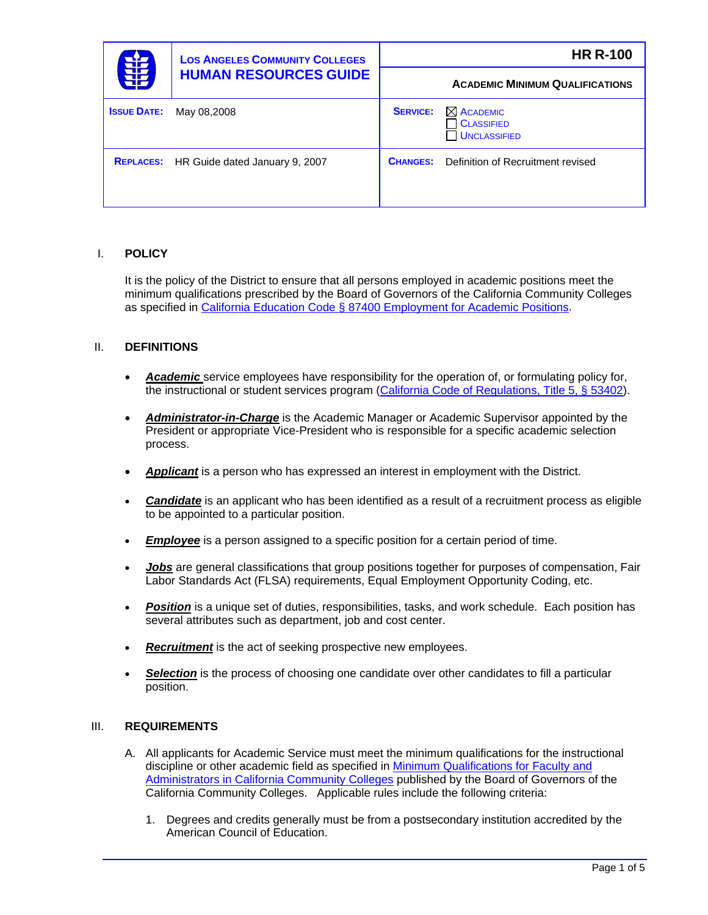| | Los Angeles Community Colleges<br>**HUMAN RESOURCES GUIDE** | **HR R-100**<br>**ACADEMIC MINIMUM QUALIFICATIONS** |
|---|---|---|
| **ISSUE DATE:** May 08,2008 | | **SERVICE:** ☒ Academic ☐ Classified ☐ Unclassified |
| **REPLACES:** HR Guide dated January 9, 2007 | | **CHANGES:** Definition of Recruitment revised |

## I. POLICY

It is the policy of the District to ensure that all persons employed in academic positions meet the minimum qualifications prescribed by the Board of Governors of the California Community Colleges as specified in California Education Code § 87400 Employment for Academic Positions.

## II. DEFINITIONS

- ***Academic*** service employees have responsibility for the operation of, or formulating policy for, the instructional or student services program (California Code of Regulations, Title 5, § 53402).
- ***Administrator-in-Charge*** is the Academic Manager or Academic Supervisor appointed by the President or appropriate Vice-President who is responsible for a specific academic selection process.
- ***Applicant*** is a person who has expressed an interest in employment with the District.
- ***Candidate*** is an applicant who has been identified as a result of a recruitment process as eligible to be appointed to a particular position.
- ***Employee*** is a person assigned to a specific position for a certain period of time.
- ***Jobs*** are general classifications that group positions together for purposes of compensation, Fair Labor Standards Act (FLSA) requirements, Equal Employment Opportunity Coding, etc.
- ***Position*** is a unique set of duties, responsibilities, tasks, and work schedule. Each position has several attributes such as department, job and cost center.
- ***Recruitment*** is the act of seeking prospective new employees.
- ***Selection*** is the process of choosing one candidate over other candidates to fill a particular position.

## III. REQUIREMENTS

A. All applicants for Academic Service must meet the minimum qualifications for the instructional discipline or other academic field as specified in Minimum Qualifications for Faculty and Administrators in California Community Colleges published by the Board of Governors of the California Community Colleges. Applicable rules include the following criteria:

1. Degrees and credits generally must be from a postsecondary institution accredited by the American Council of Education.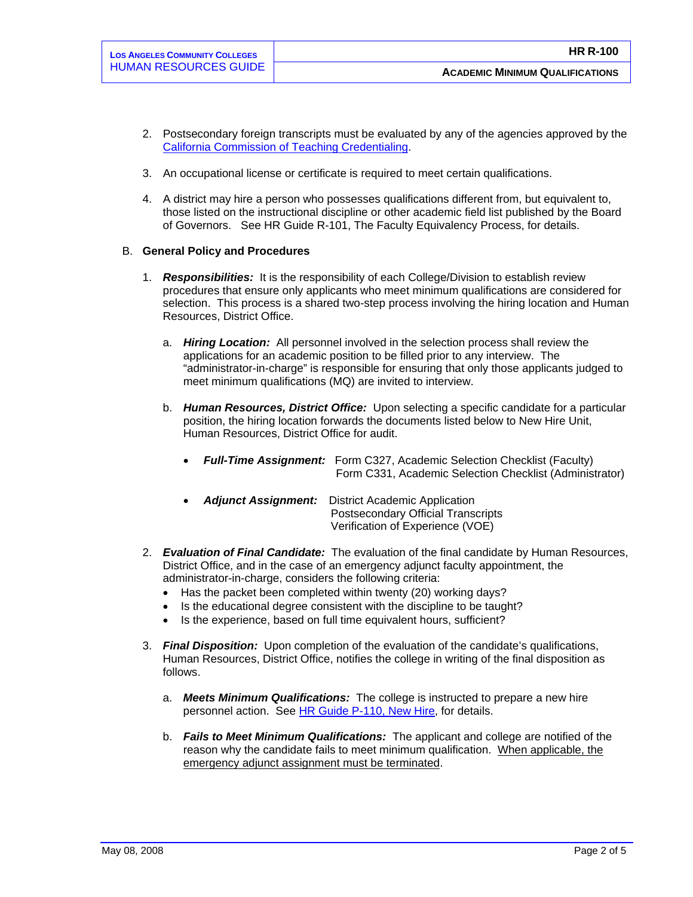2. Postsecondary foreign transcripts must be evaluated by any of the agencies approved by the [California Commission of Teaching Credentialing](#).

3. An occupational license or certificate is required to meet certain qualifications.

4. A district may hire a person who possesses qualifications different from, but equivalent to, those listed on the instructional discipline or other academic field list published by the Board of Governors. See HR Guide R-101, The Faculty Equivalency Process, for details.

B. **General Policy and Procedures**

1. ***Responsibilities:*** It is the responsibility of each College/Division to establish review procedures that ensure only applicants who meet minimum qualifications are considered for selection. This process is a shared two-step process involving the hiring location and Human Resources, District Office.

   a. ***Hiring Location:*** All personnel involved in the selection process shall review the applications for an academic position to be filled prior to any interview. The "administrator-in-charge" is responsible for ensuring that only those applicants judged to meet minimum qualifications (MQ) are invited to interview.

   b. ***Human Resources, District Office:*** Upon selecting a specific candidate for a particular position, the hiring location forwards the documents listed below to New Hire Unit, Human Resources, District Office for audit.

      - ***Full-Time Assignment:*** Form C327, Academic Selection Checklist (Faculty)  
        Form C331, Academic Selection Checklist (Administrator)

      - ***Adjunct Assignment:*** District Academic Application  
        Postsecondary Official Transcripts  
        Verification of Experience (VOE)

2. ***Evaluation of Final Candidate:*** The evaluation of the final candidate by Human Resources, District Office, and in the case of an emergency adjunct faculty appointment, the administrator-in-charge, considers the following criteria:
   - Has the packet been completed within twenty (20) working days?
   - Is the educational degree consistent with the discipline to be taught?
   - Is the experience, based on full time equivalent hours, sufficient?

3. ***Final Disposition:*** Upon completion of the evaluation of the candidate's qualifications, Human Resources, District Office, notifies the college in writing of the final disposition as follows.

   a. ***Meets Minimum Qualifications:*** The college is instructed to prepare a new hire personnel action. See [HR Guide P-110, New Hire](#), for details.

   b. ***Fails to Meet Minimum Qualifications:*** The applicant and college are notified of the reason why the candidate fails to meet minimum qualification. <u>When applicable, the emergency adjunct assignment must be terminated</u>.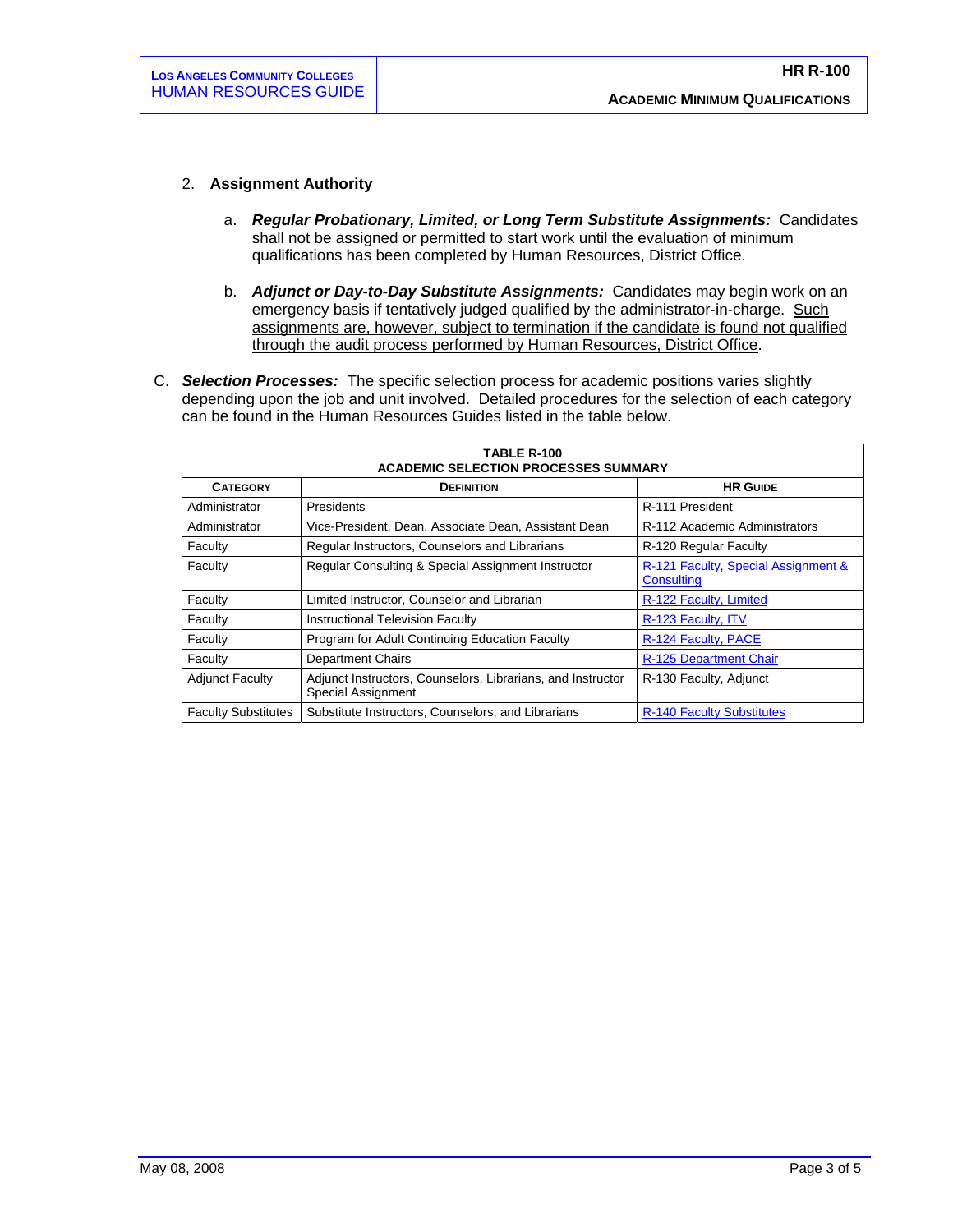2. **Assignment Authority**

   a. ***Regular Probationary, Limited, or Long Term Substitute Assignments:*** Candidates shall not be assigned or permitted to start work until the evaluation of minimum qualifications has been completed by Human Resources, District Office.

   b. ***Adjunct or Day-to-Day Substitute Assignments:*** Candidates may begin work on an emergency basis if tentatively judged qualified by the administrator-in-charge. Such assignments are, however, subject to termination if the candidate is found not qualified through the audit process performed by Human Resources, District Office.

C. ***Selection Processes:*** The specific selection process for academic positions varies slightly depending upon the job and unit involved. Detailed procedures for the selection of each category can be found in the Human Resources Guides listed in the table below.

**TABLE R-100**
**ACADEMIC SELECTION PROCESSES SUMMARY**

| CATEGORY | DEFINITION | HR GUIDE |
|---|---|---|
| Administrator | Presidents | R-111 President |
| Administrator | Vice-President, Dean, Associate Dean, Assistant Dean | R-112 Academic Administrators |
| Faculty | Regular Instructors, Counselors and Librarians | R-120 Regular Faculty |
| Faculty | Regular Consulting & Special Assignment Instructor | R-121 Faculty, Special Assignment & Consulting |
| Faculty | Limited Instructor, Counselor and Librarian | R-122 Faculty, Limited |
| Faculty | Instructional Television Faculty | R-123 Faculty, ITV |
| Faculty | Program for Adult Continuing Education Faculty | R-124 Faculty, PACE |
| Faculty | Department Chairs | R-125 Department Chair |
| Adjunct Faculty | Adjunct Instructors, Counselors, Librarians, and Instructor Special Assignment | R-130 Faculty, Adjunct |
| Faculty Substitutes | Substitute Instructors, Counselors, and Librarians | R-140 Faculty Substitutes |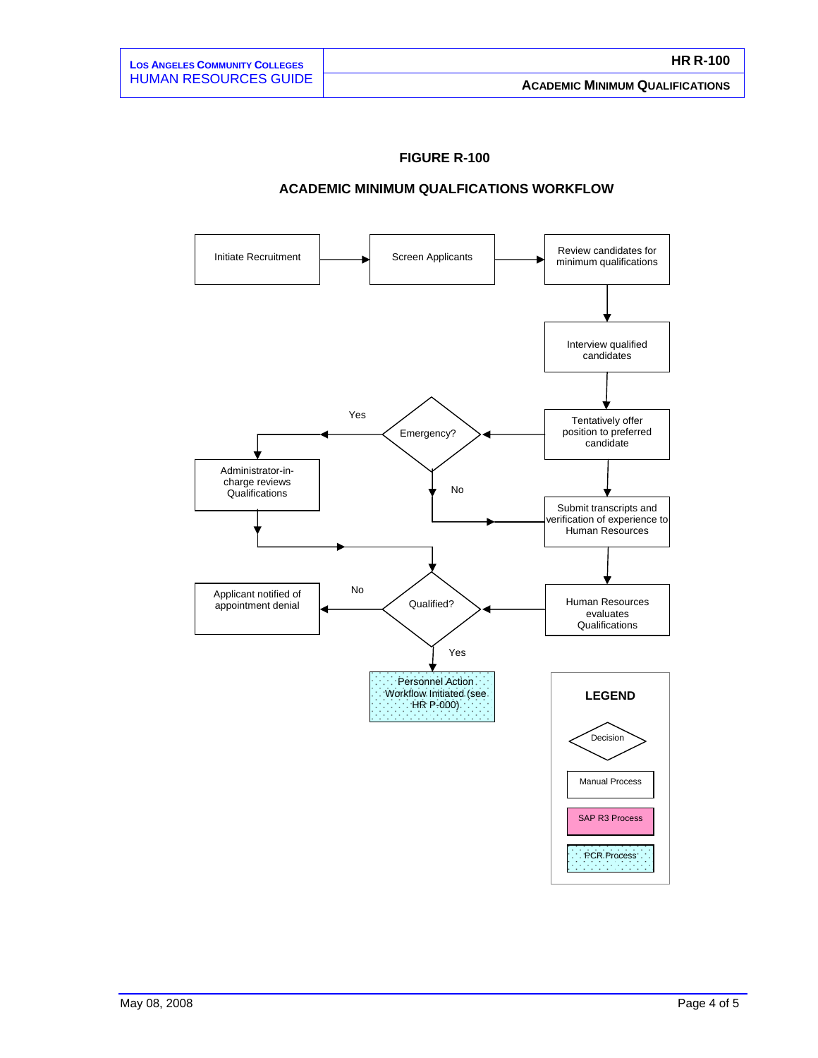## FIGURE R-100

## ACADEMIC MINIMUM QUALFICATIONS WORKFLOW

Initiate Recruitment → Screen Applicants → Review candidates for minimum qualifications → Interview qualified candidates → Tentatively offer position to preferred candidate

Emergency?
- Yes → Administrator-in-charge reviews Qualifications → Qualified?
- No → Submit transcripts and verification of experience to Human Resources → Human Resources evaluates Qualifications → Qualified?

Qualified?
- No → Applicant notified of appointment denial
- Yes → Personnel Action Workflow Initiated (see HR P-000)

**LEGEND**

- Decision
- Manual Process
- SAP R3 Process
- PCR Process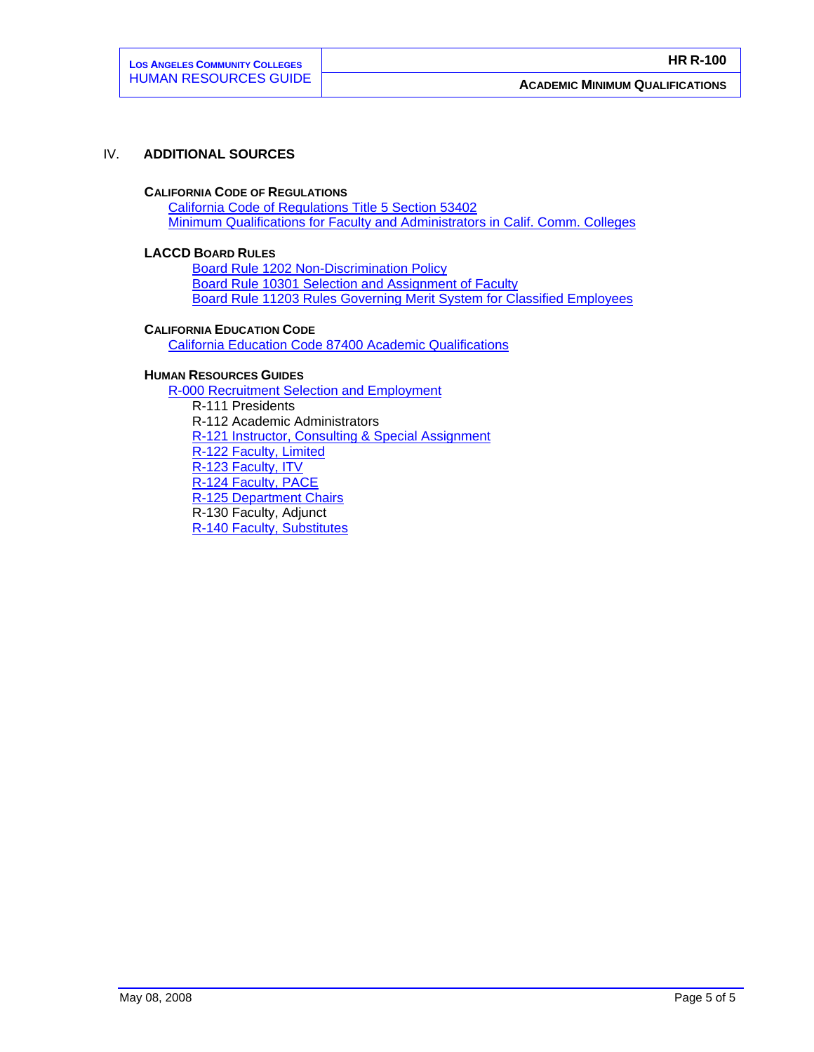## IV. ADDITIONAL SOURCES

**CALIFORNIA CODE OF REGULATIONS**

California Code of Regulations Title 5 Section 53402
Minimum Qualifications for Faculty and Administrators in Calif. Comm. Colleges

**LACCD BOARD RULES**

Board Rule 1202 Non-Discrimination Policy
Board Rule 10301 Selection and Assignment of Faculty
Board Rule 11203 Rules Governing Merit System for Classified Employees

**CALIFORNIA EDUCATION CODE**

California Education Code 87400 Academic Qualifications

**HUMAN RESOURCES GUIDES**

R-000 Recruitment Selection and Employment
- R-111 Presidents
- R-112 Academic Administrators
- R-121 Instructor, Consulting & Special Assignment
- R-122 Faculty, Limited
- R-123 Faculty, ITV
- R-124 Faculty, PACE
- R-125 Department Chairs
- R-130 Faculty, Adjunct
- R-140 Faculty, Substitutes